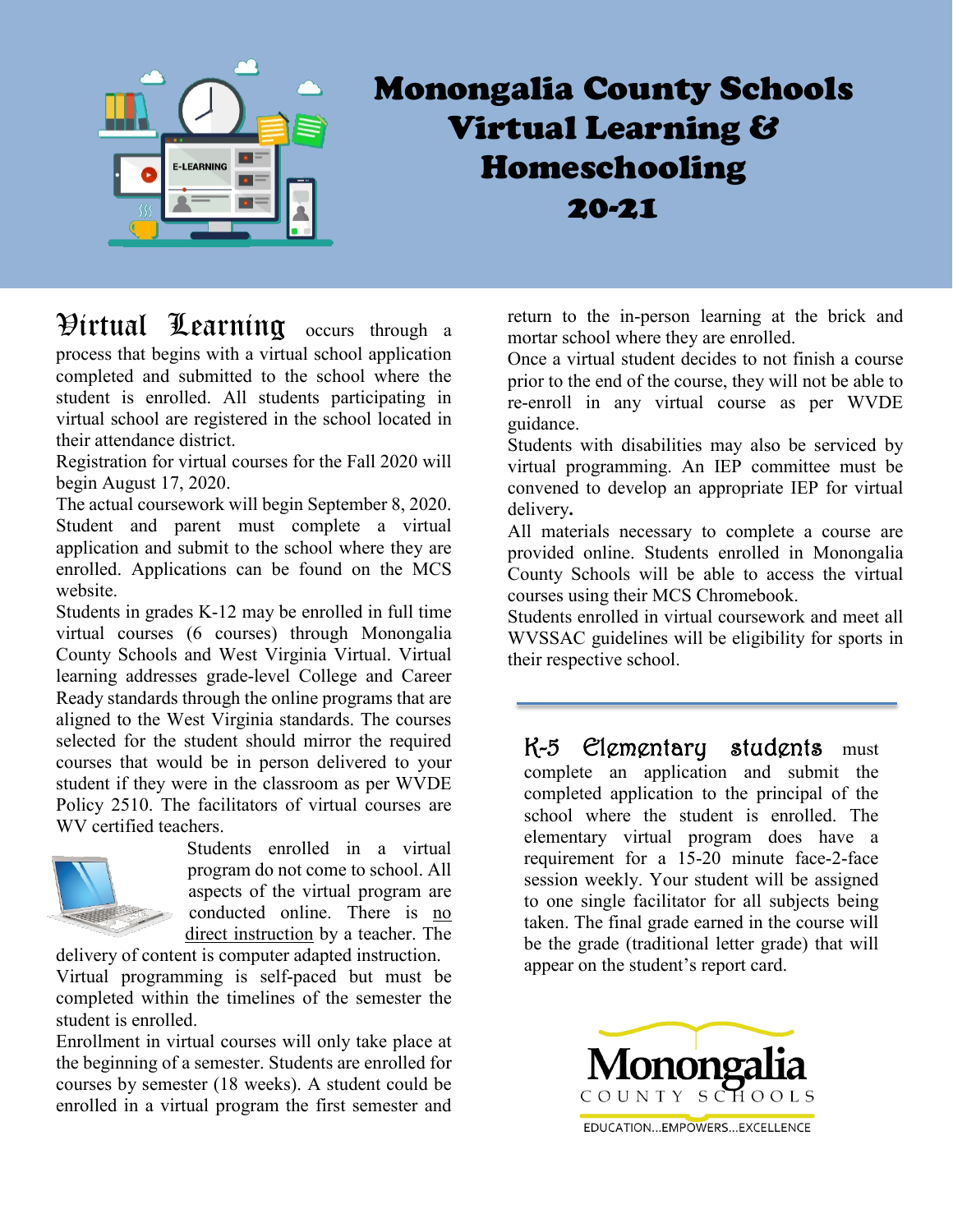# Monongalia County Schools Virtual Learning & Homeschooling 20-21

**Virtual Learning** occurs through a process that begins with a virtual school application completed and submitted to the school where the student is enrolled. All students participating in virtual school are registered in the school located in their attendance district.

Registration for virtual courses for the Fall 2020 will begin August 17, 2020.

The actual coursework will begin September 8, 2020. Student and parent must complete a virtual application and submit to the school where they are enrolled. Applications can be found on the MCS website.

Students in grades K-12 may be enrolled in full time virtual courses (6 courses) through Monongalia County Schools and West Virginia Virtual. Virtual learning addresses grade-level College and Career Ready standards through the online programs that are aligned to the West Virginia standards. The courses selected for the student should mirror the required courses that would be in person delivered to your student if they were in the classroom as per WVDE Policy 2510. The facilitators of virtual courses are WV certified teachers.

Students enrolled in a virtual program do not come to school. All aspects of the virtual program are conducted online. There is no direct instruction by a teacher. The delivery of content is computer adapted instruction.

Virtual programming is self-paced but must be completed within the timelines of the semester the student is enrolled.

Enrollment in virtual courses will only take place at the beginning of a semester. Students are enrolled for courses by semester (18 weeks). A student could be enrolled in a virtual program the first semester and return to the in-person learning at the brick and mortar school where they are enrolled.

Once a virtual student decides to not finish a course prior to the end of the course, they will not be able to re-enroll in any virtual course as per WVDE guidance.

Students with disabilities may also be serviced by virtual programming. An IEP committee must be convened to develop an appropriate IEP for virtual delivery.

All materials necessary to complete a course are provided online. Students enrolled in Monongalia County Schools will be able to access the virtual courses using their MCS Chromebook.

Students enrolled in virtual coursework and meet all WVSSAC guidelines will be eligibility for sports in their respective school.

**K-5 Elementary students** must complete an application and submit the completed application to the principal of the school where the student is enrolled. The elementary virtual program does have a requirement for a 15-20 minute face-2-face session weekly. Your student will be assigned to one single facilitator for all subjects being taken. The final grade earned in the course will be the grade (traditional letter grade) that will appear on the student's report card.

Monongalia County Schools

EDUCATION...EMPOWERS...EXCELLENCE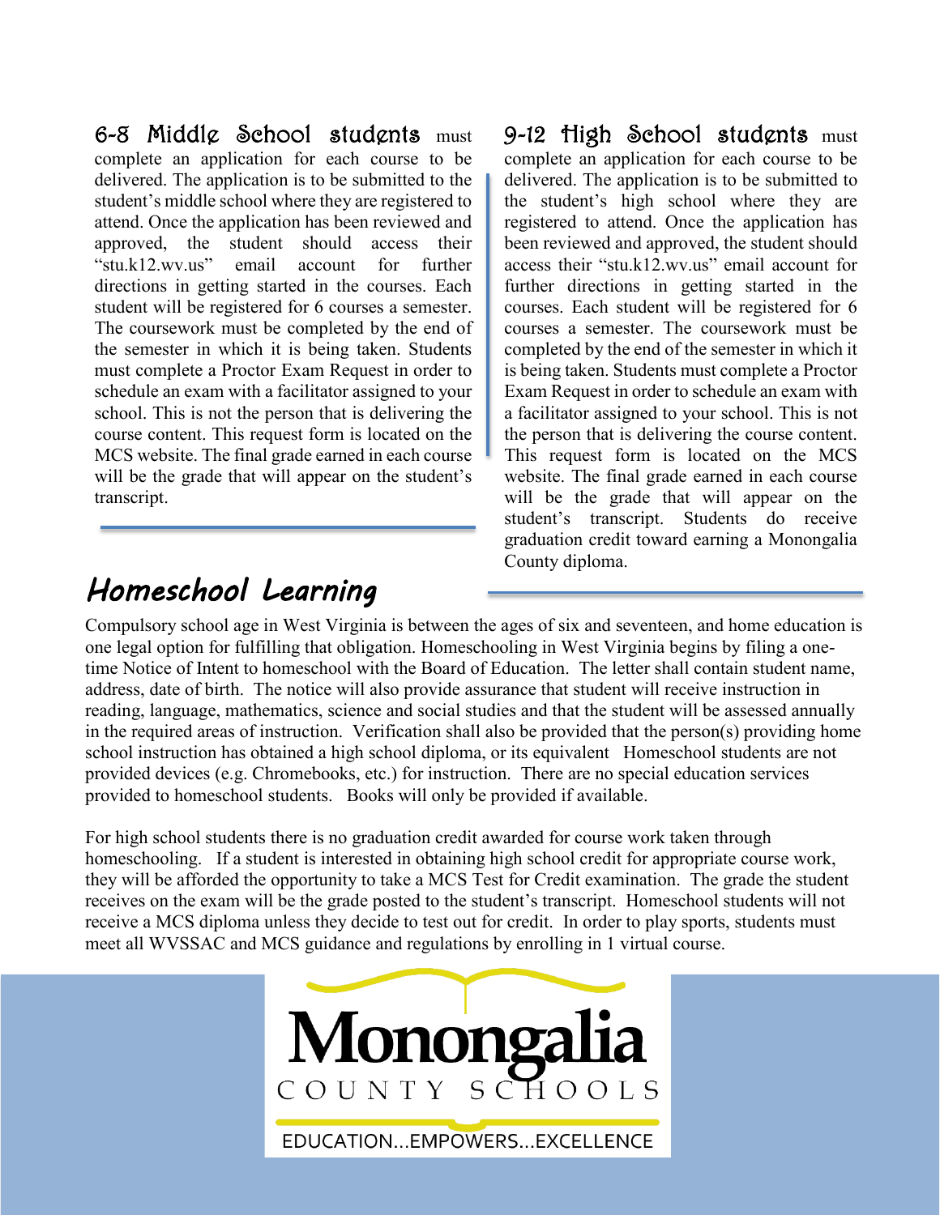**6-8 Middle School students** must complete an application for each course to be delivered. The application is to be submitted to the student's middle school where they are registered to attend. Once the application has been reviewed and approved, the student should access their "stu.k12.wv.us" email account for further directions in getting started in the courses. Each student will be registered for 6 courses a semester. The coursework must be completed by the end of the semester in which it is being taken. Students must complete a Proctor Exam Request in order to schedule an exam with a facilitator assigned to your school. This is not the person that is delivering the course content. This request form is located on the MCS website. The final grade earned in each course will be the grade that will appear on the student's transcript.

**9-12 High School students** must complete an application for each course to be delivered. The application is to be submitted to the student's high school where they are registered to attend. Once the application has been reviewed and approved, the student should access their "stu.k12.wv.us" email account for further directions in getting started in the courses. Each student will be registered for 6 courses a semester. The coursework must be completed by the end of the semester in which it is being taken. Students must complete a Proctor Exam Request in order to schedule an exam with a facilitator assigned to your school. This is not the person that is delivering the course content. This request form is located on the MCS website. The final grade earned in each course will be the grade that will appear on the student's transcript. Students do receive graduation credit toward earning a Monongalia County diploma.

## Homeschool Learning

Compulsory school age in West Virginia is between the ages of six and seventeen, and home education is one legal option for fulfilling that obligation. Homeschooling in West Virginia begins by filing a one-time Notice of Intent to homeschool with the Board of Education. The letter shall contain student name, address, date of birth. The notice will also provide assurance that student will receive instruction in reading, language, mathematics, science and social studies and that the student will be assessed annually in the required areas of instruction. Verification shall also be provided that the person(s) providing home school instruction has obtained a high school diploma, or its equivalent Homeschool students are not provided devices (e.g. Chromebooks, etc.) for instruction. There are no special education services provided to homeschool students. Books will only be provided if available.

For high school students there is no graduation credit awarded for course work taken through homeschooling. If a student is interested in obtaining high school credit for appropriate course work, they will be afforded the opportunity to take a MCS Test for Credit examination. The grade the student receives on the exam will be the grade posted to the student's transcript. Homeschool students will not receive a MCS diploma unless they decide to test out for credit. In order to play sports, students must meet all WVSSAC and MCS guidance and regulations by enrolling in 1 virtual course.

Monongalia
COUNTY SCHOOLS
EDUCATION...EMPOWERS...EXCELLENCE